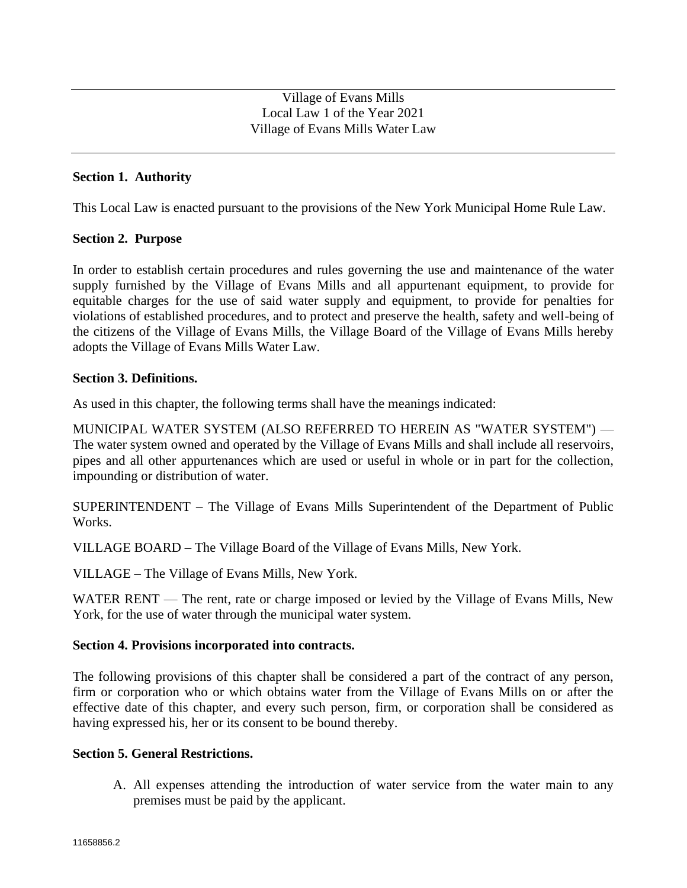Village of Evans Mills
Local Law 1 of the Year 2021
Village of Evans Mills Water Law

---

**Section 1. Authority**

This Local Law is enacted pursuant to the provisions of the New York Municipal Home Rule Law.

**Section 2. Purpose**

In order to establish certain procedures and rules governing the use and maintenance of the water supply furnished by the Village of Evans Mills and all appurtenant equipment, to provide for equitable charges for the use of said water supply and equipment, to provide for penalties for violations of established procedures, and to protect and preserve the health, safety and well-being of the citizens of the Village of Evans Mills, the Village Board of the Village of Evans Mills hereby adopts the Village of Evans Mills Water Law.

**Section 3. Definitions.**

As used in this chapter, the following terms shall have the meanings indicated:

MUNICIPAL WATER SYSTEM (ALSO REFERRED TO HEREIN AS "WATER SYSTEM") — The water system owned and operated by the Village of Evans Mills and shall include all reservoirs, pipes and all other appurtenances which are used or useful in whole or in part for the collection, impounding or distribution of water.

SUPERINTENDENT – The Village of Evans Mills Superintendent of the Department of Public Works.

VILLAGE BOARD – The Village Board of the Village of Evans Mills, New York.

VILLAGE – The Village of Evans Mills, New York.

WATER RENT — The rent, rate or charge imposed or levied by the Village of Evans Mills, New York, for the use of water through the municipal water system.

**Section 4. Provisions incorporated into contracts.**

The following provisions of this chapter shall be considered a part of the contract of any person, firm or corporation who or which obtains water from the Village of Evans Mills on or after the effective date of this chapter, and every such person, firm, or corporation shall be considered as having expressed his, her or its consent to be bound thereby.

**Section 5. General Restrictions.**

A. All expenses attending the introduction of water service from the water main to any premises must be paid by the applicant.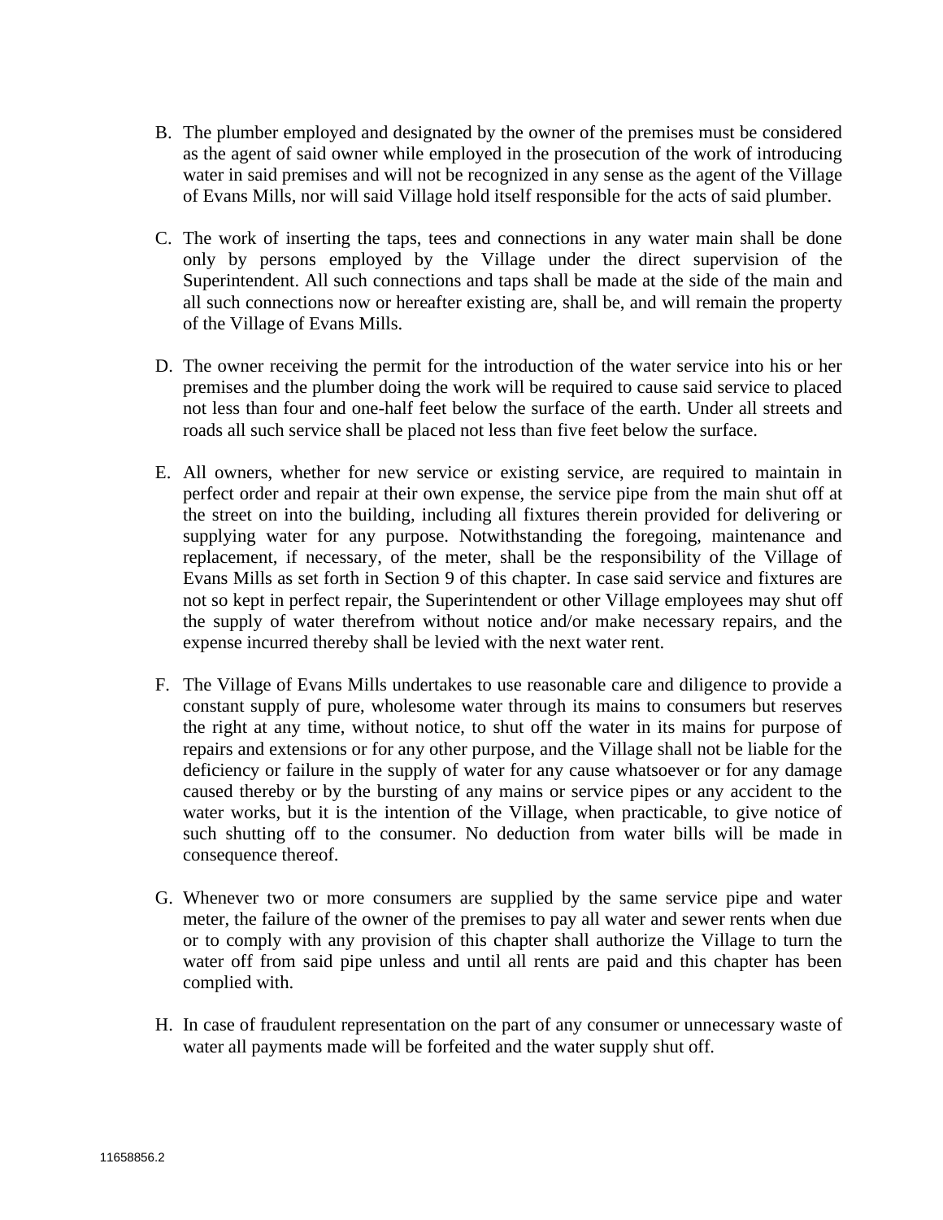B. The plumber employed and designated by the owner of the premises must be considered as the agent of said owner while employed in the prosecution of the work of introducing water in said premises and will not be recognized in any sense as the agent of the Village of Evans Mills, nor will said Village hold itself responsible for the acts of said plumber.

C. The work of inserting the taps, tees and connections in any water main shall be done only by persons employed by the Village under the direct supervision of the Superintendent. All such connections and taps shall be made at the side of the main and all such connections now or hereafter existing are, shall be, and will remain the property of the Village of Evans Mills.

D. The owner receiving the permit for the introduction of the water service into his or her premises and the plumber doing the work will be required to cause said service to placed not less than four and one-half feet below the surface of the earth. Under all streets and roads all such service shall be placed not less than five feet below the surface.

E. All owners, whether for new service or existing service, are required to maintain in perfect order and repair at their own expense, the service pipe from the main shut off at the street on into the building, including all fixtures therein provided for delivering or supplying water for any purpose. Notwithstanding the foregoing, maintenance and replacement, if necessary, of the meter, shall be the responsibility of the Village of Evans Mills as set forth in Section 9 of this chapter. In case said service and fixtures are not so kept in perfect repair, the Superintendent or other Village employees may shut off the supply of water therefrom without notice and/or make necessary repairs, and the expense incurred thereby shall be levied with the next water rent.

F. The Village of Evans Mills undertakes to use reasonable care and diligence to provide a constant supply of pure, wholesome water through its mains to consumers but reserves the right at any time, without notice, to shut off the water in its mains for purpose of repairs and extensions or for any other purpose, and the Village shall not be liable for the deficiency or failure in the supply of water for any cause whatsoever or for any damage caused thereby or by the bursting of any mains or service pipes or any accident to the water works, but it is the intention of the Village, when practicable, to give notice of such shutting off to the consumer. No deduction from water bills will be made in consequence thereof.

G. Whenever two or more consumers are supplied by the same service pipe and water meter, the failure of the owner of the premises to pay all water and sewer rents when due or to comply with any provision of this chapter shall authorize the Village to turn the water off from said pipe unless and until all rents are paid and this chapter has been complied with.

H. In case of fraudulent representation on the part of any consumer or unnecessary waste of water all payments made will be forfeited and the water supply shut off.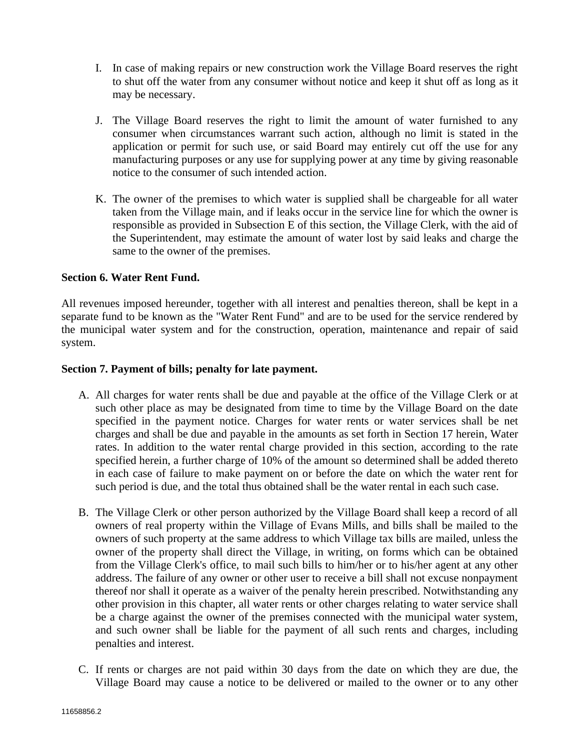I. In case of making repairs or new construction work the Village Board reserves the right to shut off the water from any consumer without notice and keep it shut off as long as it may be necessary.

J. The Village Board reserves the right to limit the amount of water furnished to any consumer when circumstances warrant such action, although no limit is stated in the application or permit for such use, or said Board may entirely cut off the use for any manufacturing purposes or any use for supplying power at any time by giving reasonable notice to the consumer of such intended action.

K. The owner of the premises to which water is supplied shall be chargeable for all water taken from the Village main, and if leaks occur in the service line for which the owner is responsible as provided in Subsection E of this section, the Village Clerk, with the aid of the Superintendent, may estimate the amount of water lost by said leaks and charge the same to the owner of the premises.

**Section 6. Water Rent Fund.**

All revenues imposed hereunder, together with all interest and penalties thereon, shall be kept in a separate fund to be known as the "Water Rent Fund" and are to be used for the service rendered by the municipal water system and for the construction, operation, maintenance and repair of said system.

**Section 7. Payment of bills; penalty for late payment.**

A. All charges for water rents shall be due and payable at the office of the Village Clerk or at such other place as may be designated from time to time by the Village Board on the date specified in the payment notice. Charges for water rents or water services shall be net charges and shall be due and payable in the amounts as set forth in Section 17 herein, Water rates. In addition to the water rental charge provided in this section, according to the rate specified herein, a further charge of 10% of the amount so determined shall be added thereto in each case of failure to make payment on or before the date on which the water rent for such period is due, and the total thus obtained shall be the water rental in each such case.

B. The Village Clerk or other person authorized by the Village Board shall keep a record of all owners of real property within the Village of Evans Mills, and bills shall be mailed to the owners of such property at the same address to which Village tax bills are mailed, unless the owner of the property shall direct the Village, in writing, on forms which can be obtained from the Village Clerk's office, to mail such bills to him/her or to his/her agent at any other address. The failure of any owner or other user to receive a bill shall not excuse nonpayment thereof nor shall it operate as a waiver of the penalty herein prescribed. Notwithstanding any other provision in this chapter, all water rents or other charges relating to water service shall be a charge against the owner of the premises connected with the municipal water system, and such owner shall be liable for the payment of all such rents and charges, including penalties and interest.

C. If rents or charges are not paid within 30 days from the date on which they are due, the Village Board may cause a notice to be delivered or mailed to the owner or to any other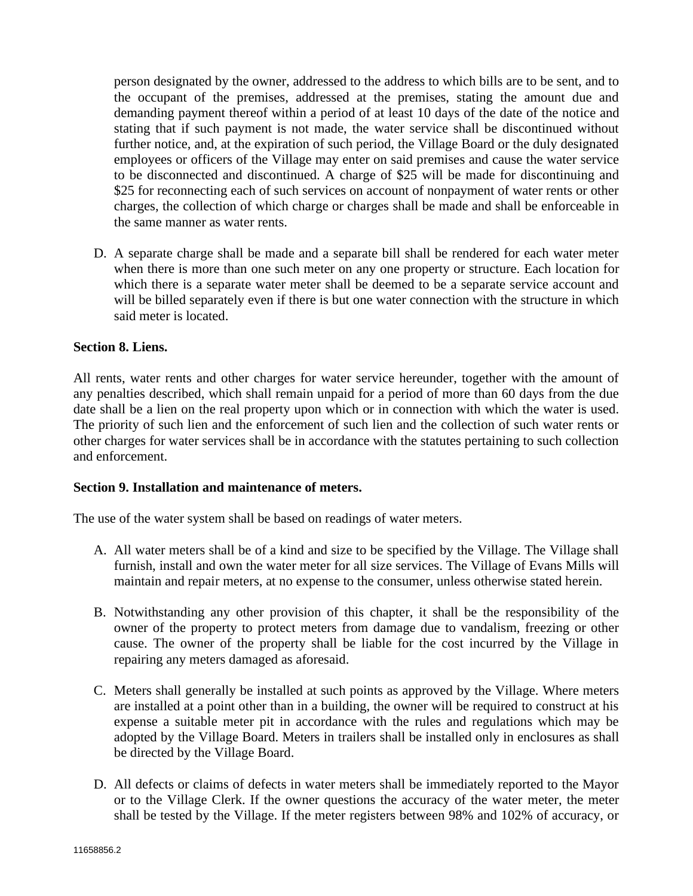person designated by the owner, addressed to the address to which bills are to be sent, and to the occupant of the premises, addressed at the premises, stating the amount due and demanding payment thereof within a period of at least 10 days of the date of the notice and stating that if such payment is not made, the water service shall be discontinued without further notice, and, at the expiration of such period, the Village Board or the duly designated employees or officers of the Village may enter on said premises and cause the water service to be disconnected and discontinued. A charge of $25 will be made for discontinuing and $25 for reconnecting each of such services on account of nonpayment of water rents or other charges, the collection of which charge or charges shall be made and shall be enforceable in the same manner as water rents.

D. A separate charge shall be made and a separate bill shall be rendered for each water meter when there is more than one such meter on any one property or structure. Each location for which there is a separate water meter shall be deemed to be a separate service account and will be billed separately even if there is but one water connection with the structure in which said meter is located.

**Section 8. Liens.**

All rents, water rents and other charges for water service hereunder, together with the amount of any penalties described, which shall remain unpaid for a period of more than 60 days from the due date shall be a lien on the real property upon which or in connection with which the water is used. The priority of such lien and the enforcement of such lien and the collection of such water rents or other charges for water services shall be in accordance with the statutes pertaining to such collection and enforcement.

**Section 9. Installation and maintenance of meters.**

The use of the water system shall be based on readings of water meters.

A. All water meters shall be of a kind and size to be specified by the Village. The Village shall furnish, install and own the water meter for all size services. The Village of Evans Mills will maintain and repair meters, at no expense to the consumer, unless otherwise stated herein.

B. Notwithstanding any other provision of this chapter, it shall be the responsibility of the owner of the property to protect meters from damage due to vandalism, freezing or other cause. The owner of the property shall be liable for the cost incurred by the Village in repairing any meters damaged as aforesaid.

C. Meters shall generally be installed at such points as approved by the Village. Where meters are installed at a point other than in a building, the owner will be required to construct at his expense a suitable meter pit in accordance with the rules and regulations which may be adopted by the Village Board. Meters in trailers shall be installed only in enclosures as shall be directed by the Village Board.

D. All defects or claims of defects in water meters shall be immediately reported to the Mayor or to the Village Clerk. If the owner questions the accuracy of the water meter, the meter shall be tested by the Village. If the meter registers between 98% and 102% of accuracy, or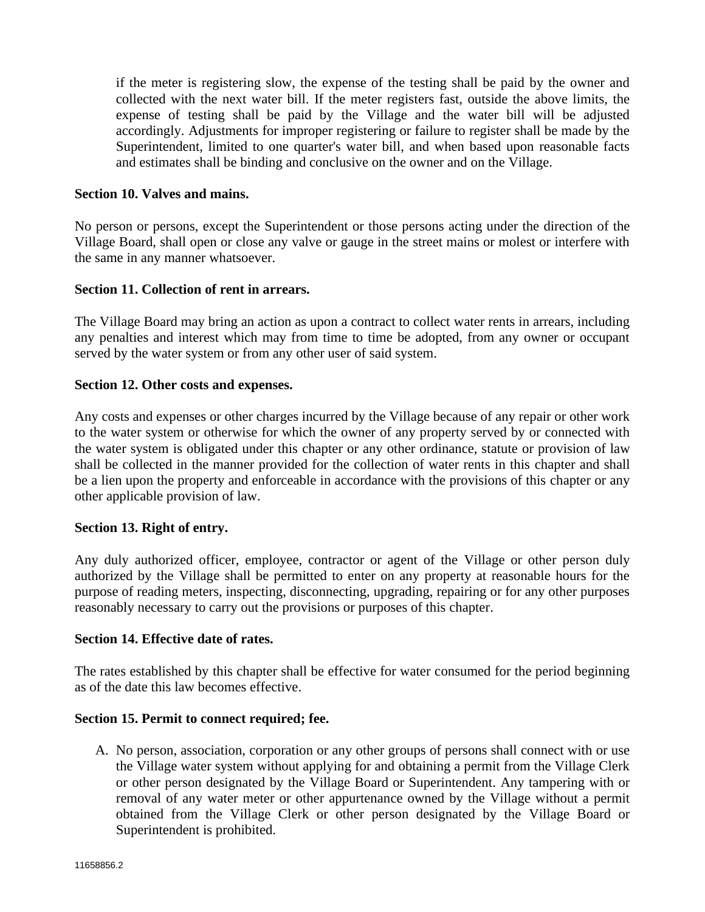if the meter is registering slow, the expense of the testing shall be paid by the owner and collected with the next water bill. If the meter registers fast, outside the above limits, the expense of testing shall be paid by the Village and the water bill will be adjusted accordingly. Adjustments for improper registering or failure to register shall be made by the Superintendent, limited to one quarter's water bill, and when based upon reasonable facts and estimates shall be binding and conclusive on the owner and on the Village.

**Section 10. Valves and mains.**

No person or persons, except the Superintendent or those persons acting under the direction of the Village Board, shall open or close any valve or gauge in the street mains or molest or interfere with the same in any manner whatsoever.

**Section 11. Collection of rent in arrears.**

The Village Board may bring an action as upon a contract to collect water rents in arrears, including any penalties and interest which may from time to time be adopted, from any owner or occupant served by the water system or from any other user of said system.

**Section 12. Other costs and expenses.**

Any costs and expenses or other charges incurred by the Village because of any repair or other work to the water system or otherwise for which the owner of any property served by or connected with the water system is obligated under this chapter or any other ordinance, statute or provision of law shall be collected in the manner provided for the collection of water rents in this chapter and shall be a lien upon the property and enforceable in accordance with the provisions of this chapter or any other applicable provision of law.

**Section 13. Right of entry.**

Any duly authorized officer, employee, contractor or agent of the Village or other person duly authorized by the Village shall be permitted to enter on any property at reasonable hours for the purpose of reading meters, inspecting, disconnecting, upgrading, repairing or for any other purposes reasonably necessary to carry out the provisions or purposes of this chapter.

**Section 14. Effective date of rates.**

The rates established by this chapter shall be effective for water consumed for the period beginning as of the date this law becomes effective.

**Section 15. Permit to connect required; fee.**

A. No person, association, corporation or any other groups of persons shall connect with or use the Village water system without applying for and obtaining a permit from the Village Clerk or other person designated by the Village Board or Superintendent. Any tampering with or removal of any water meter or other appurtenance owned by the Village without a permit obtained from the Village Clerk or other person designated by the Village Board or Superintendent is prohibited.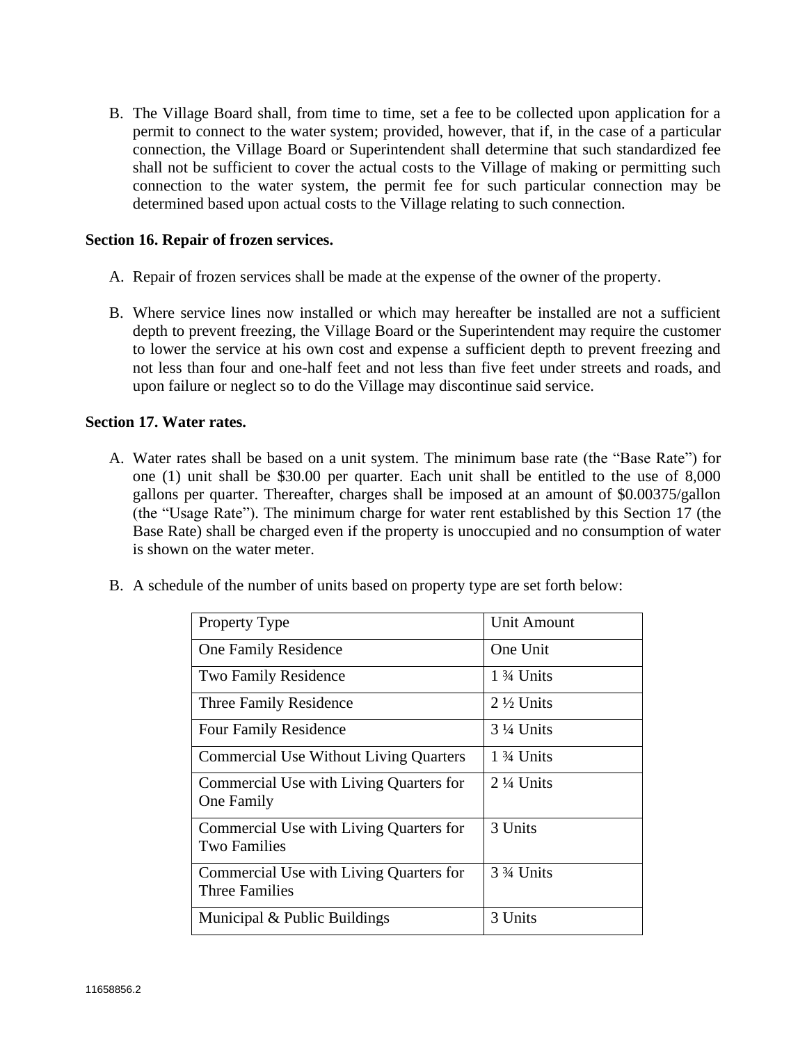B. The Village Board shall, from time to time, set a fee to be collected upon application for a permit to connect to the water system; provided, however, that if, in the case of a particular connection, the Village Board or Superintendent shall determine that such standardized fee shall not be sufficient to cover the actual costs to the Village of making or permitting such connection to the water system, the permit fee for such particular connection may be determined based upon actual costs to the Village relating to such connection.

**Section 16. Repair of frozen services.**

A. Repair of frozen services shall be made at the expense of the owner of the property.

B. Where service lines now installed or which may hereafter be installed are not a sufficient depth to prevent freezing, the Village Board or the Superintendent may require the customer to lower the service at his own cost and expense a sufficient depth to prevent freezing and not less than four and one-half feet and not less than five feet under streets and roads, and upon failure or neglect so to do the Village may discontinue said service.

**Section 17. Water rates.**

A. Water rates shall be based on a unit system. The minimum base rate (the "Base Rate") for one (1) unit shall be $30.00 per quarter. Each unit shall be entitled to the use of 8,000 gallons per quarter. Thereafter, charges shall be imposed at an amount of $0.00375/gallon (the "Usage Rate"). The minimum charge for water rent established by this Section 17 (the Base Rate) shall be charged even if the property is unoccupied and no consumption of water is shown on the water meter.

B. A schedule of the number of units based on property type are set forth below:

| Property Type | Unit Amount |
|---|---|
| One Family Residence | One Unit |
| Two Family Residence | 1 ¾ Units |
| Three Family Residence | 2 ½ Units |
| Four Family Residence | 3 ¼ Units |
| Commercial Use Without Living Quarters | 1 ¾ Units |
| Commercial Use with Living Quarters for One Family | 2 ¼ Units |
| Commercial Use with Living Quarters for Two Families | 3 Units |
| Commercial Use with Living Quarters for Three Families | 3 ¾ Units |
| Municipal & Public Buildings | 3 Units |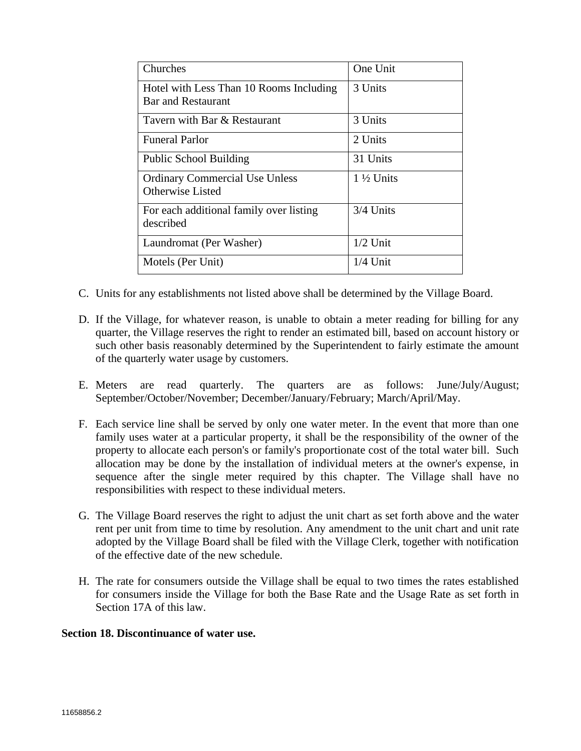| Churches | One Unit |
|---|---|
| Hotel with Less Than 10 Rooms Including Bar and Restaurant | 3 Units |
| Tavern with Bar & Restaurant | 3 Units |
| Funeral Parlor | 2 Units |
| Public School Building | 31 Units |
| Ordinary Commercial Use Unless Otherwise Listed | 1 ½ Units |
| For each additional family over listing described | 3/4 Units |
| Laundromat (Per Washer) | 1/2 Unit |
| Motels (Per Unit) | 1/4 Unit |

C. Units for any establishments not listed above shall be determined by the Village Board.

D. If the Village, for whatever reason, is unable to obtain a meter reading for billing for any quarter, the Village reserves the right to render an estimated bill, based on account history or such other basis reasonably determined by the Superintendent to fairly estimate the amount of the quarterly water usage by customers.

E. Meters are read quarterly. The quarters are as follows: June/July/August; September/October/November; December/January/February; March/April/May.

F. Each service line shall be served by only one water meter. In the event that more than one family uses water at a particular property, it shall be the responsibility of the owner of the property to allocate each person's or family's proportionate cost of the total water bill. Such allocation may be done by the installation of individual meters at the owner's expense, in sequence after the single meter required by this chapter. The Village shall have no responsibilities with respect to these individual meters.

G. The Village Board reserves the right to adjust the unit chart as set forth above and the water rent per unit from time to time by resolution. Any amendment to the unit chart and unit rate adopted by the Village Board shall be filed with the Village Clerk, together with notification of the effective date of the new schedule.

H. The rate for consumers outside the Village shall be equal to two times the rates established for consumers inside the Village for both the Base Rate and the Usage Rate as set forth in Section 17A of this law.

**Section 18. Discontinuance of water use.**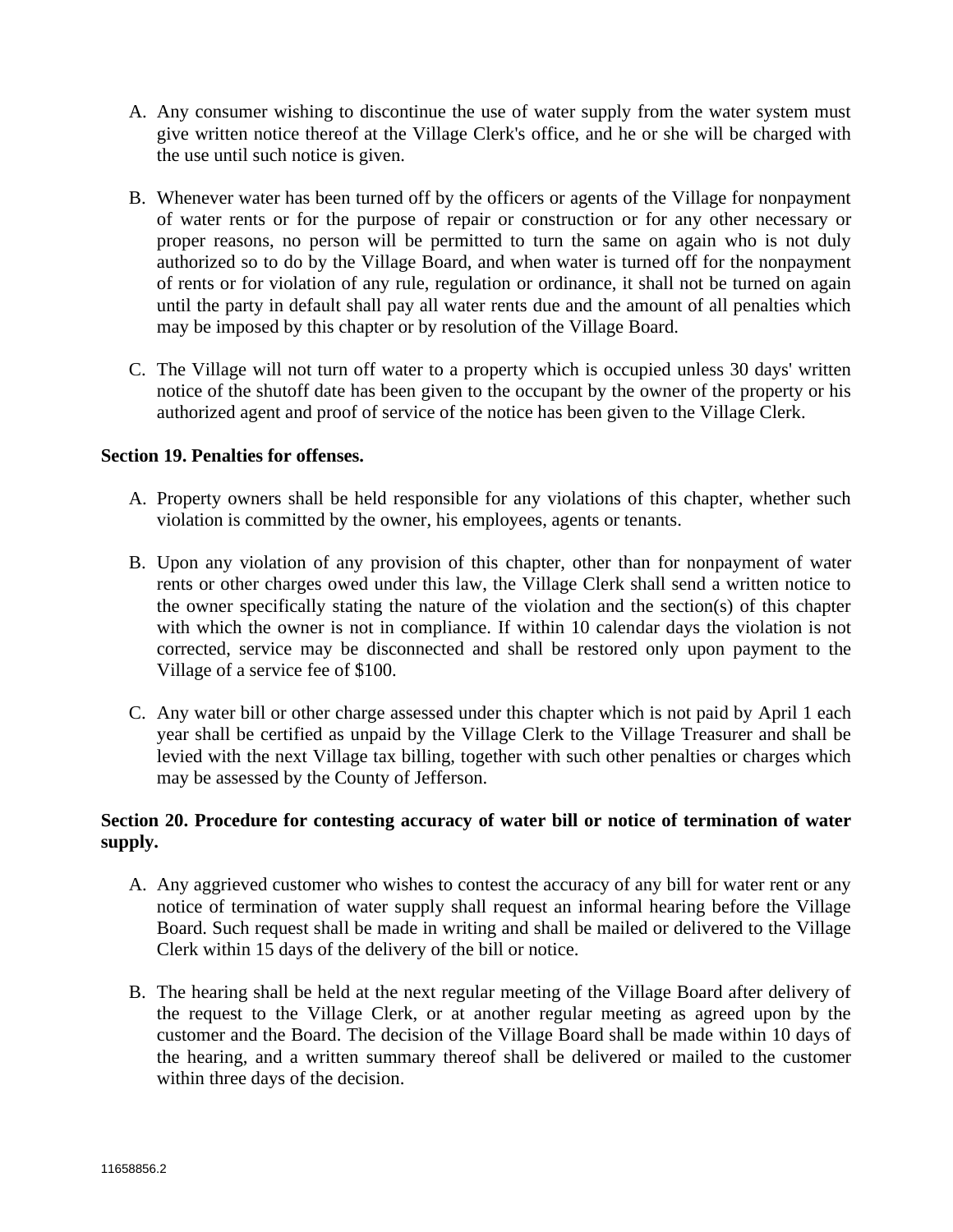A. Any consumer wishing to discontinue the use of water supply from the water system must give written notice thereof at the Village Clerk's office, and he or she will be charged with the use until such notice is given.

B. Whenever water has been turned off by the officers or agents of the Village for nonpayment of water rents or for the purpose of repair or construction or for any other necessary or proper reasons, no person will be permitted to turn the same on again who is not duly authorized so to do by the Village Board, and when water is turned off for the nonpayment of rents or for violation of any rule, regulation or ordinance, it shall not be turned on again until the party in default shall pay all water rents due and the amount of all penalties which may be imposed by this chapter or by resolution of the Village Board.

C. The Village will not turn off water to a property which is occupied unless 30 days' written notice of the shutoff date has been given to the occupant by the owner of the property or his authorized agent and proof of service of the notice has been given to the Village Clerk.

**Section 19. Penalties for offenses.**

A. Property owners shall be held responsible for any violations of this chapter, whether such violation is committed by the owner, his employees, agents or tenants.

B. Upon any violation of any provision of this chapter, other than for nonpayment of water rents or other charges owed under this law, the Village Clerk shall send a written notice to the owner specifically stating the nature of the violation and the section(s) of this chapter with which the owner is not in compliance. If within 10 calendar days the violation is not corrected, service may be disconnected and shall be restored only upon payment to the Village of a service fee of $100.

C. Any water bill or other charge assessed under this chapter which is not paid by April 1 each year shall be certified as unpaid by the Village Clerk to the Village Treasurer and shall be levied with the next Village tax billing, together with such other penalties or charges which may be assessed by the County of Jefferson.

**Section 20. Procedure for contesting accuracy of water bill or notice of termination of water supply.**

A. Any aggrieved customer who wishes to contest the accuracy of any bill for water rent or any notice of termination of water supply shall request an informal hearing before the Village Board. Such request shall be made in writing and shall be mailed or delivered to the Village Clerk within 15 days of the delivery of the bill or notice.

B. The hearing shall be held at the next regular meeting of the Village Board after delivery of the request to the Village Clerk, or at another regular meeting as agreed upon by the customer and the Board. The decision of the Village Board shall be made within 10 days of the hearing, and a written summary thereof shall be delivered or mailed to the customer within three days of the decision.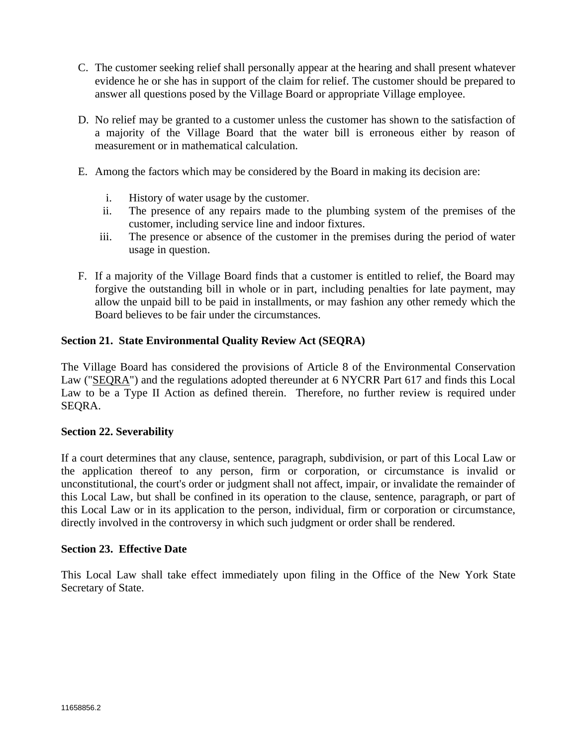C. The customer seeking relief shall personally appear at the hearing and shall present whatever evidence he or she has in support of the claim for relief. The customer should be prepared to answer all questions posed by the Village Board or appropriate Village employee.

D. No relief may be granted to a customer unless the customer has shown to the satisfaction of a majority of the Village Board that the water bill is erroneous either by reason of measurement or in mathematical calculation.

E. Among the factors which may be considered by the Board in making its decision are:

   i. History of water usage by the customer.
   ii. The presence of any repairs made to the plumbing system of the premises of the customer, including service line and indoor fixtures.
   iii. The presence or absence of the customer in the premises during the period of water usage in question.

F. If a majority of the Village Board finds that a customer is entitled to relief, the Board may forgive the outstanding bill in whole or in part, including penalties for late payment, may allow the unpaid bill to be paid in installments, or may fashion any other remedy which the Board believes to be fair under the circumstances.

**Section 21. State Environmental Quality Review Act (SEQRA)**

The Village Board has considered the provisions of Article 8 of the Environmental Conservation Law ("SEQRA") and the regulations adopted thereunder at 6 NYCRR Part 617 and finds this Local Law to be a Type II Action as defined therein. Therefore, no further review is required under SEQRA.

**Section 22. Severability**

If a court determines that any clause, sentence, paragraph, subdivision, or part of this Local Law or the application thereof to any person, firm or corporation, or circumstance is invalid or unconstitutional, the court's order or judgment shall not affect, impair, or invalidate the remainder of this Local Law, but shall be confined in its operation to the clause, sentence, paragraph, or part of this Local Law or in its application to the person, individual, firm or corporation or circumstance, directly involved in the controversy in which such judgment or order shall be rendered.

**Section 23. Effective Date**

This Local Law shall take effect immediately upon filing in the Office of the New York State Secretary of State.

11658856.2